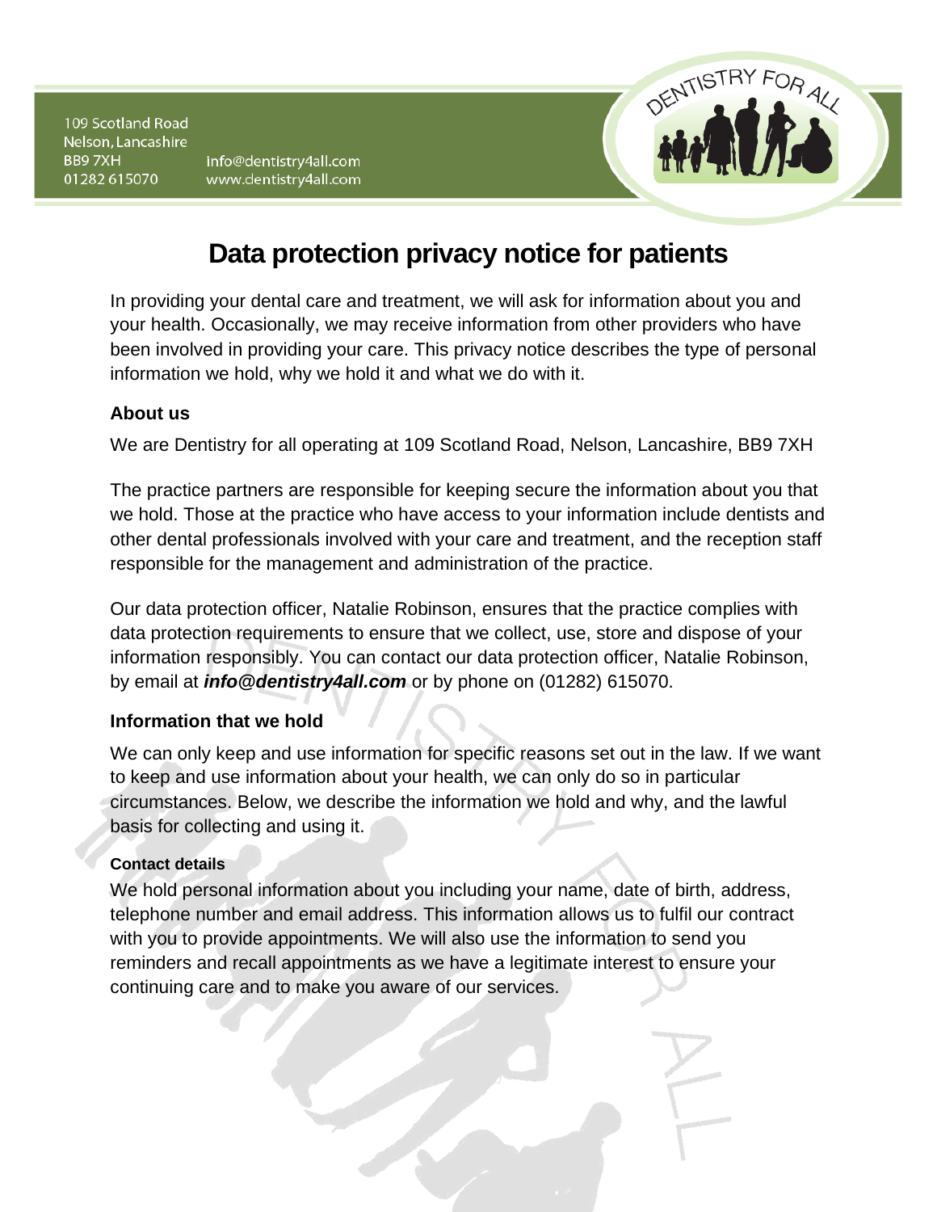109 Scotland Road
Nelson, Lancashire
BB9 7XH
01282 615070

info@dentistry4all.com
www.dentistry4all.com

# Data protection privacy notice for patients

In providing your dental care and treatment, we will ask for information about you and your health. Occasionally, we may receive information from other providers who have been involved in providing your care. This privacy notice describes the type of personal information we hold, why we hold it and what we do with it.

## About us

We are Dentistry for all operating at 109 Scotland Road, Nelson, Lancashire, BB9 7XH

The practice partners are responsible for keeping secure the information about you that we hold. Those at the practice who have access to your information include dentists and other dental professionals involved with your care and treatment, and the reception staff responsible for the management and administration of the practice.

Our data protection officer, Natalie Robinson, ensures that the practice complies with data protection requirements to ensure that we collect, use, store and dispose of your information responsibly. You can contact our data protection officer, Natalie Robinson, by email at ***info@dentistry4all.com*** or by phone on (01282) 615070.

## Information that we hold

We can only keep and use information for specific reasons set out in the law. If we want to keep and use information about your health, we can only do so in particular circumstances. Below, we describe the information we hold and why, and the lawful basis for collecting and using it.

### Contact details

We hold personal information about you including your name, date of birth, address, telephone number and email address. This information allows us to fulfil our contract with you to provide appointments. We will also use the information to send you reminders and recall appointments as we have a legitimate interest to ensure your continuing care and to make you aware of our services.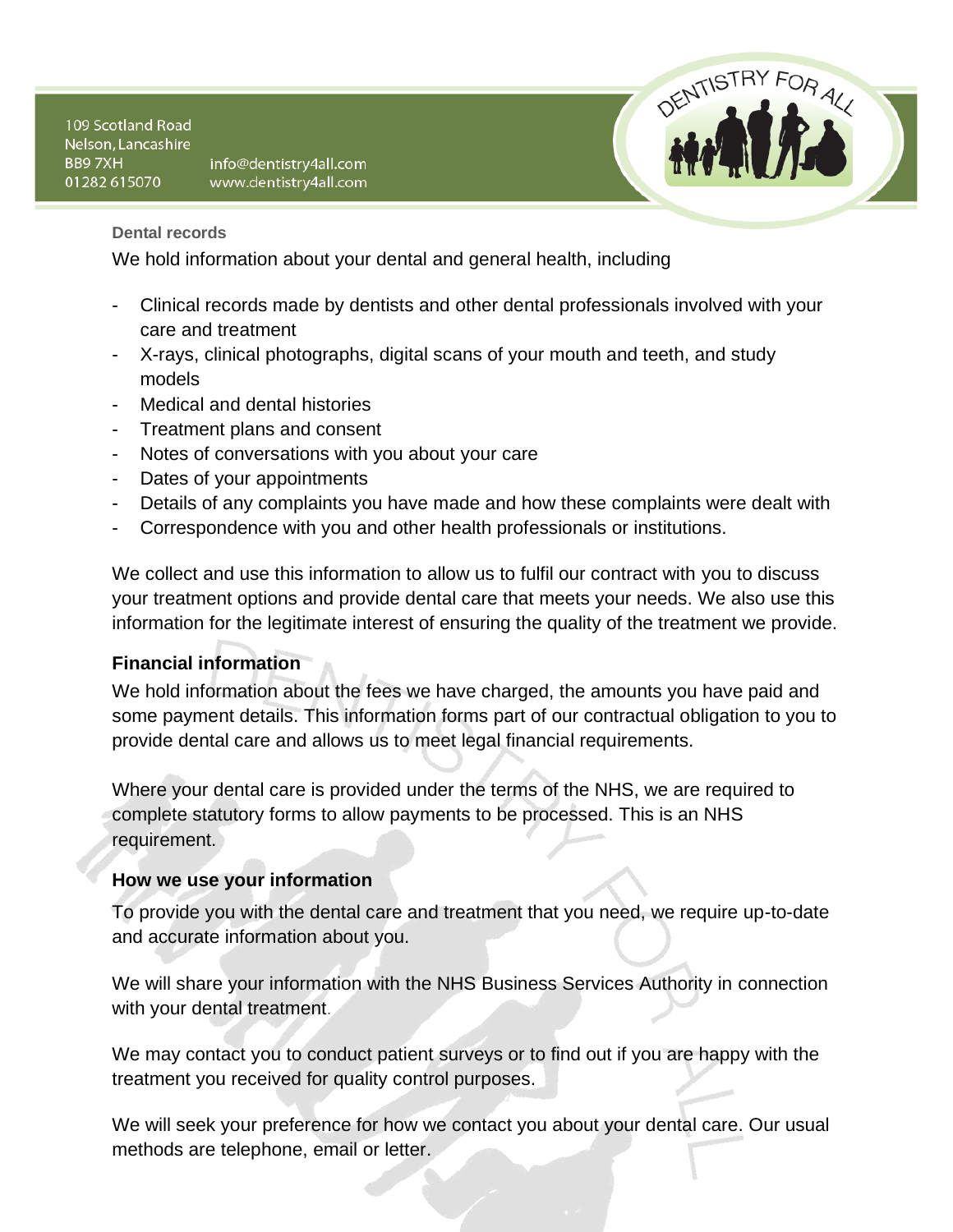### Dental records

We hold information about your dental and general health, including

- Clinical records made by dentists and other dental professionals involved with your care and treatment
- X-rays, clinical photographs, digital scans of your mouth and teeth, and study models
- Medical and dental histories
- Treatment plans and consent
- Notes of conversations with you about your care
- Dates of your appointments
- Details of any complaints you have made and how these complaints were dealt with
- Correspondence with you and other health professionals or institutions.

We collect and use this information to allow us to fulfil our contract with you to discuss your treatment options and provide dental care that meets your needs. We also use this information for the legitimate interest of ensuring the quality of the treatment we provide.

### Financial information

We hold information about the fees we have charged, the amounts you have paid and some payment details. This information forms part of our contractual obligation to you to provide dental care and allows us to meet legal financial requirements.

Where your dental care is provided under the terms of the NHS, we are required to complete statutory forms to allow payments to be processed. This is an NHS requirement.

### How we use your information

To provide you with the dental care and treatment that you need, we require up-to-date and accurate information about you.

We will share your information with the NHS Business Services Authority in connection with your dental treatment.

We may contact you to conduct patient surveys or to find out if you are happy with the treatment you received for quality control purposes.

We will seek your preference for how we contact you about your dental care. Our usual methods are telephone, email or letter.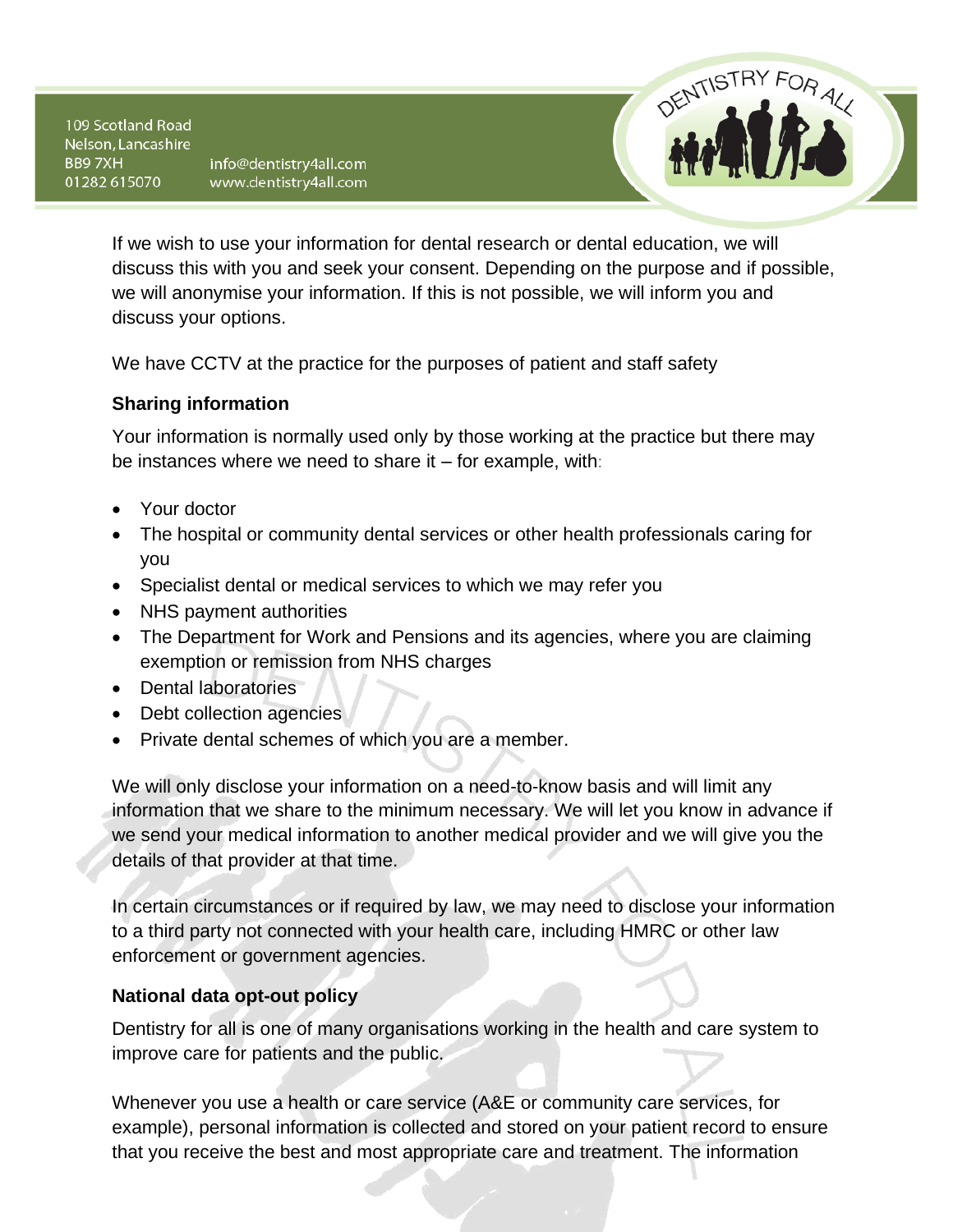If we wish to use your information for dental research or dental education, we will discuss this with you and seek your consent. Depending on the purpose and if possible, we will anonymise your information. If this is not possible, we will inform you and discuss your options.

We have CCTV at the practice for the purposes of patient and staff safety

### Sharing information

Your information is normally used only by those working at the practice but there may be instances where we need to share it – for example, with:

- Your doctor
- The hospital or community dental services or other health professionals caring for you
- Specialist dental or medical services to which we may refer you
- NHS payment authorities
- The Department for Work and Pensions and its agencies, where you are claiming exemption or remission from NHS charges
- Dental laboratories
- Debt collection agencies
- Private dental schemes of which you are a member.

We will only disclose your information on a need-to-know basis and will limit any information that we share to the minimum necessary. We will let you know in advance if we send your medical information to another medical provider and we will give you the details of that provider at that time.

In certain circumstances or if required by law, we may need to disclose your information to a third party not connected with your health care, including HMRC or other law enforcement or government agencies.

### National data opt-out policy

Dentistry for all is one of many organisations working in the health and care system to improve care for patients and the public.

Whenever you use a health or care service (A&E or community care services, for example), personal information is collected and stored on your patient record to ensure that you receive the best and most appropriate care and treatment. The information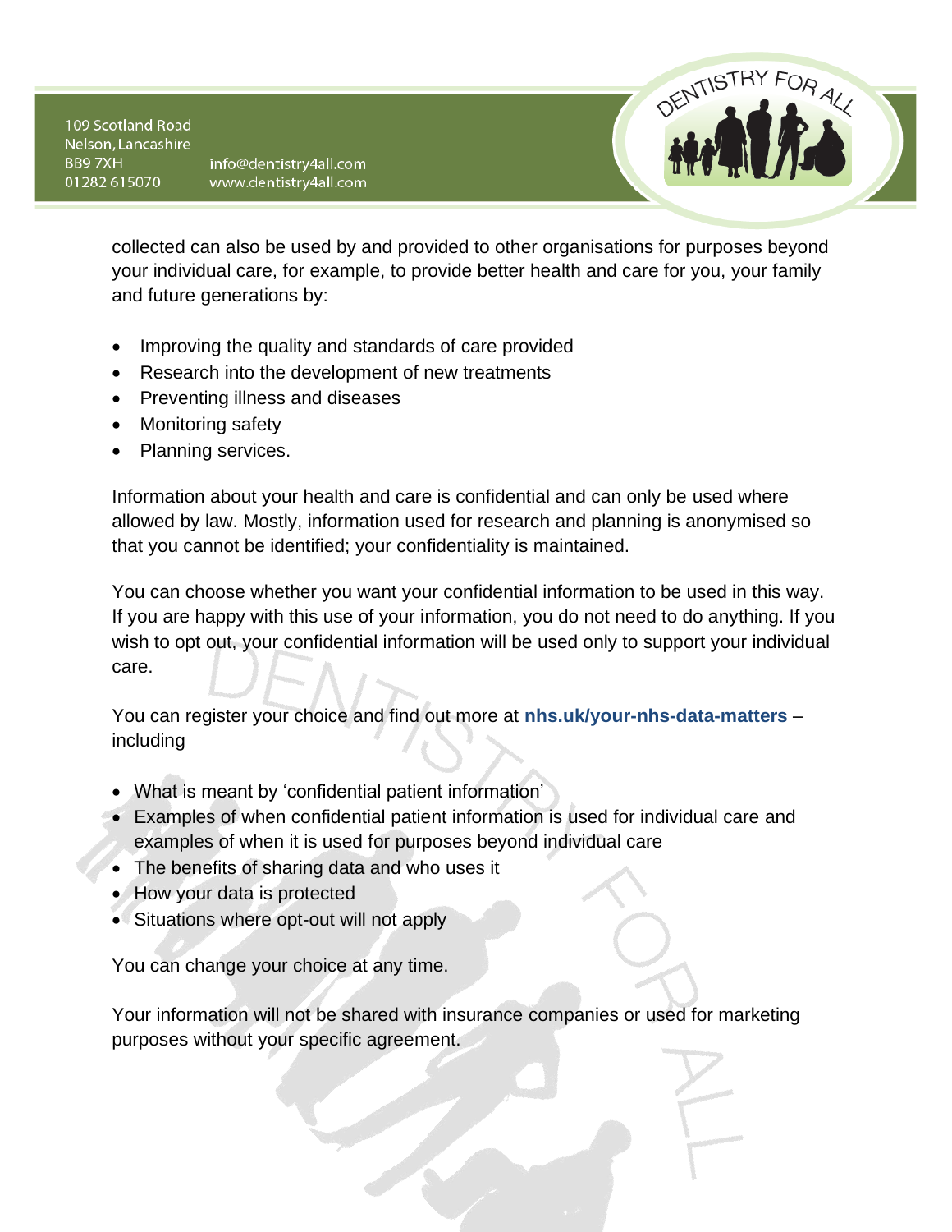collected can also be used by and provided to other organisations for purposes beyond your individual care, for example, to provide better health and care for you, your family and future generations by:

- Improving the quality and standards of care provided
- Research into the development of new treatments
- Preventing illness and diseases
- Monitoring safety
- Planning services.

Information about your health and care is confidential and can only be used where allowed by law. Mostly, information used for research and planning is anonymised so that you cannot be identified; your confidentiality is maintained.

You can choose whether you want your confidential information to be used in this way. If you are happy with this use of your information, you do not need to do anything. If you wish to opt out, your confidential information will be used only to support your individual care.

You can register your choice and find out more at **nhs.uk/your-nhs-data-matters** – including

- What is meant by 'confidential patient information'
- Examples of when confidential patient information is used for individual care and examples of when it is used for purposes beyond individual care
- The benefits of sharing data and who uses it
- How your data is protected
- Situations where opt-out will not apply

You can change your choice at any time.

Your information will not be shared with insurance companies or used for marketing purposes without your specific agreement.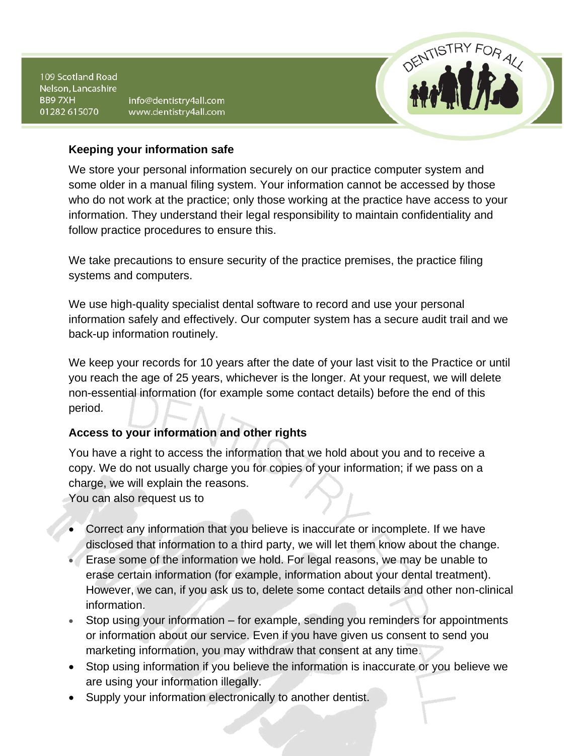## Keeping your information safe

We store your personal information securely on our practice computer system and some older in a manual filing system. Your information cannot be accessed by those who do not work at the practice; only those working at the practice have access to your information. They understand their legal responsibility to maintain confidentiality and follow practice procedures to ensure this.

We take precautions to ensure security of the practice premises, the practice filing systems and computers.

We use high-quality specialist dental software to record and use your personal information safely and effectively. Our computer system has a secure audit trail and we back-up information routinely.

We keep your records for 10 years after the date of your last visit to the Practice or until you reach the age of 25 years, whichever is the longer. At your request, we will delete non-essential information (for example some contact details) before the end of this period.

## Access to your information and other rights

You have a right to access the information that we hold about you and to receive a copy. We do not usually charge you for copies of your information; if we pass on a charge, we will explain the reasons.
You can also request us to

- Correct any information that you believe is inaccurate or incomplete. If we have disclosed that information to a third party, we will let them know about the change.
- Erase some of the information we hold. For legal reasons, we may be unable to erase certain information (for example, information about your dental treatment). However, we can, if you ask us to, delete some contact details and other non-clinical information.
- Stop using your information – for example, sending you reminders for appointments or information about our service. Even if you have given us consent to send you marketing information, you may withdraw that consent at any time.
- Stop using information if you believe the information is inaccurate or you believe we are using your information illegally.
- Supply your information electronically to another dentist.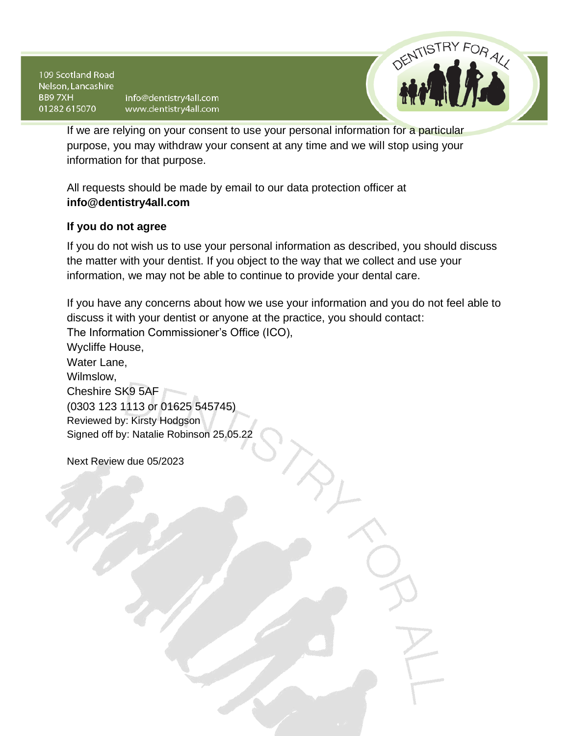If we are relying on your consent to use your personal information for a particular purpose, you may withdraw your consent at any time and we will stop using your information for that purpose.

All requests should be made by email to our data protection officer at **info@dentistry4all.com**

### If you do not agree

If you do not wish us to use your personal information as described, you should discuss the matter with your dentist. If you object to the way that we collect and use your information, we may not be able to continue to provide your dental care.

If you have any concerns about how we use your information and you do not feel able to discuss it with your dentist or anyone at the practice, you should contact:
The Information Commissioner's Office (ICO),
Wycliffe House,
Water Lane,
Wilmslow,
Cheshire SK9 5AF
(0303 123 1113 or 01625 545745)
Reviewed by: Kirsty Hodgson
Signed off by: Natalie Robinson 25.05.22

Next Review due 05/2023